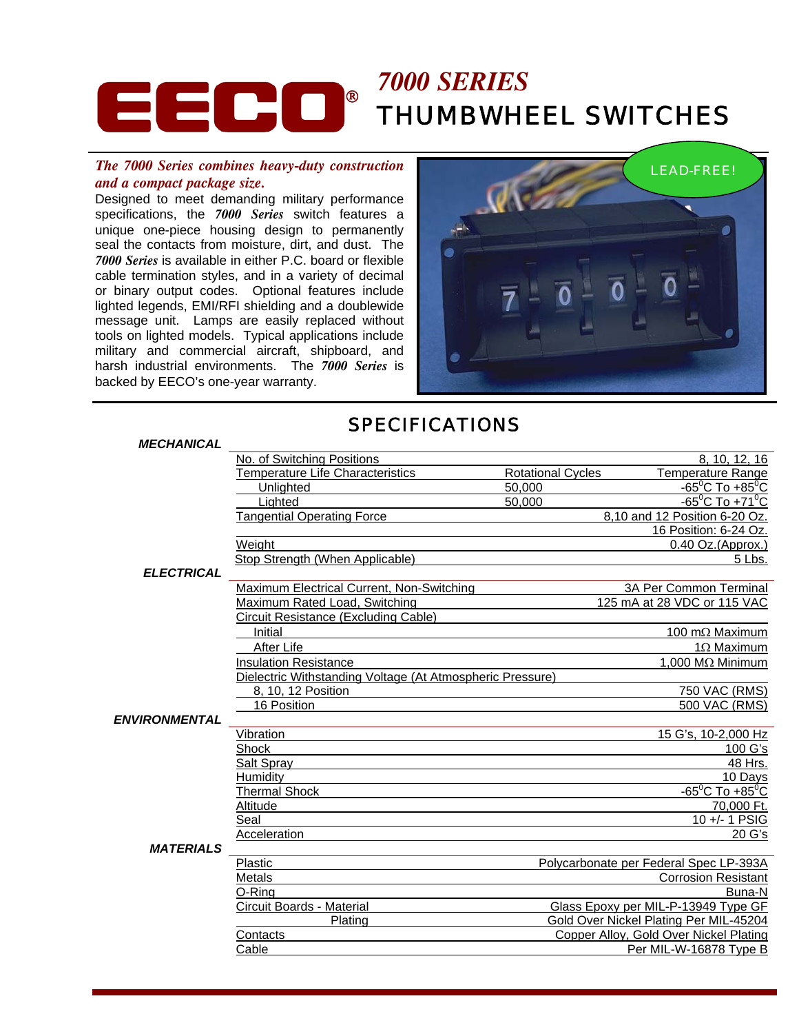# EEECO® 7000 SERIES THUMBWHEEL SWITCHES

***The 7000 Series combines heavy-duty construction and a compact package size.***

Designed to meet demanding military performance specifications, the ***7000 Series*** switch features a unique one-piece housing design to permanently seal the contacts from moisture, dirt, and dust. The ***7000 Series*** is available in either P.C. board or flexible cable termination styles, and in a variety of decimal or binary output codes. Optional features include lighted legends, EMI/RFI shielding and a doublewide message unit. Lamps are easily replaced without tools on lighted models. Typical applications include military and commercial aircraft, shipboard, and harsh industrial environments. The ***7000 Series*** is backed by EECO's one-year warranty.

LEAD-FREE!

## SPECIFICATIONS

### *MECHANICAL*

| | | |
|---|---|---|
| No. of Switching Positions | | 8, 10, 12, 16 |
| Temperature Life Characteristics | Rotational Cycles | Temperature Range |
| Unlighted | 50,000 | -65°C To +85°C |
| Lighted | 50,000 | -65°C To +71°C |
| Tangential Operating Force | | 8,10 and 12 Position 6-20 Oz. |
| | | 16 Position: 6-24 Oz. |
| Weight | | 0.40 Oz.(Approx.) |
| Stop Strength (When Applicable) | | 5 Lbs. |

### *ELECTRICAL*

| | |
|---|---|
| Maximum Electrical Current, Non-Switching | 3A Per Common Terminal |
| Maximum Rated Load, Switching | 125 mA at 28 VDC or 115 VAC |
| Circuit Resistance (Excluding Cable) | |
| Initial | 100 mΩ Maximum |
| After Life | 1Ω Maximum |
| Insulation Resistance | 1,000 MΩ Minimum |
| Dielectric Withstanding Voltage (At Atmospheric Pressure) | |
| 8, 10, 12 Position | 750 VAC (RMS) |
| 16 Position | 500 VAC (RMS) |

### *ENVIRONMENTAL*

| | |
|---|---|
| Vibration | 15 G's, 10-2,000 Hz |
| Shock | 100 G's |
| Salt Spray | 48 Hrs. |
| Humidity | 10 Days |
| Thermal Shock | -65°C To +85°C |
| Altitude | 70,000 Ft. |
| Seal | 10 +/- 1 PSIG |
| Acceleration | 20 G's |

### *MATERIALS*

| | |
|---|---|
| Plastic | Polycarbonate per Federal Spec LP-393A |
| Metals | Corrosion Resistant |
| O-Ring | Buna-N |
| Circuit Boards - Material | Glass Epoxy per MIL-P-13949 Type GF |
| Plating | Gold Over Nickel Plating Per MIL-45204 |
| Contacts | Copper Alloy, Gold Over Nickel Plating |
| Cable | Per MIL-W-16878 Type B |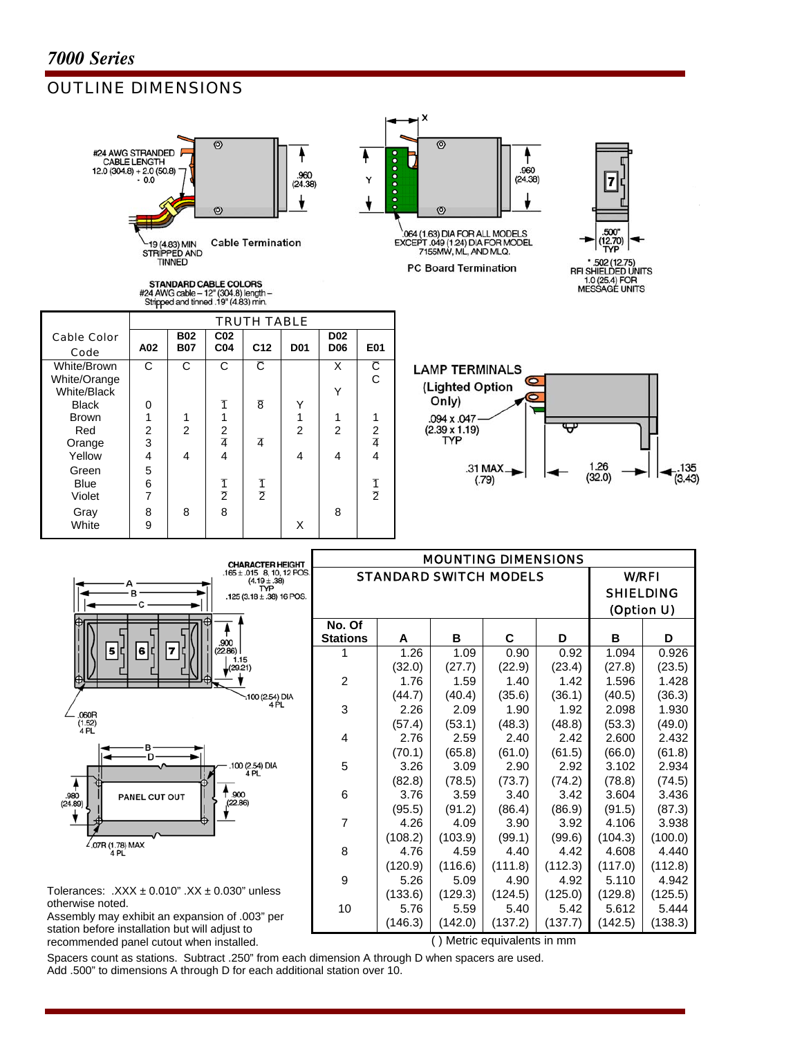# 7000 Series

## OUTLINE DIMENSIONS

#24 AWG STRANDED CABLE LENGTH 12.0 (304.8) + 2.0 (50.8) - 0.0

.960 (24.38)

.19 (4.83) MIN STRIPPED AND TINNED

Cable Termination

STANDARD CABLE COLORS
#24 AWG cable – 12" (304.8) length – Stripped and tinned .19" (4.83) min.

X

Y

.960 (24.38)

.064 (1.63) DIA FOR ALL MODELS EXCEPT .049 (1.24) DIA FOR MODEL 7155MW, ML, AND MLQ.

PC Board Termination

.500" (12.70) TYP

* .502 (12.75) RFI SHIELDED UNITS
1.0 (25.4) FOR MESSAGE UNITS

| Cable Color Code | TRUTH TABLE A02 | B02 B07 | C02 C04 | C12 | D01 | D02 D06 | E01 |
|---|---|---|---|---|---|---|---|
| White/Brown | C | C | C | $\overline{C}$ | | X | $\overline{C}$ |
| White/Orange | | | | | | | C |
| White/Black | | | | | | Y | |
| Black | 0 | | $\overline{1}$ | $\overline{8}$ | Y | | |
| Brown | 1 | 1 | 1 | | 1 | 1 | 1 |
| Red | 2 | 2 | 2 | | 2 | 2 | 2 |
| Orange | 3 | | $\overline{4}$ | $\overline{4}$ | | | $\overline{4}$ |
| Yellow | 4 | 4 | 4 | | 4 | 4 | 4 |
| Green | 5 | | | | | | |
| Blue | 6 | | $\overline{1}$ | $\overline{1}$ | | | $\overline{1}$ |
| Violet | 7 | | $\overline{2}$ | $\overline{2}$ | | | $\overline{2}$ |
| Gray | 8 | 8 | 8 | | | 8 | |
| White | 9 | | | | X | | |

LAMP TERMINALS (Lighted Option Only)

.094 x .047 (2.39 x 1.19) TYP

.31 MAX (.79)

1.26 (32.0)

.135 (3.43)

CHARACTER HEIGHT
.165 ± .015 8, 10, 12 POS. (4.19 ± .38) TYP
.125 (3.18 ± .38) 16 POS.

A, B, C

.900 (22.86)

1.15 (29.21)

.100 (2.54) DIA 4 PL

.060R (1.52) 4 PL

B, D

.100 (2.54) DIA 4 PL

PANEL CUT OUT

.980 (24.89)

.900 (22.86)

.07R (1.78) MAX 4 PL

| MOUNTING DIMENSIONS STANDARD SWITCH MODELS | | | | | W/RFI SHIELDING (Option U) | |
|---|---|---|---|---|---|---|
| No. Of Stations | A | B | C | D | B | D |
| 1 | 1.26 (32.0) | 1.09 (27.7) | 0.90 (22.9) | 0.92 (23.4) | 1.094 (27.8) | 0.926 (23.5) |
| 2 | 1.76 (44.7) | 1.59 (40.4) | 1.40 (35.6) | 1.42 (36.1) | 1.596 (40.5) | 1.428 (36.3) |
| 3 | 2.26 (57.4) | 2.09 (53.1) | 1.90 (48.3) | 1.92 (48.8) | 2.098 (53.3) | 1.930 (49.0) |
| 4 | 2.76 (70.1) | 2.59 (65.8) | 2.40 (61.0) | 2.42 (61.5) | 2.600 (66.0) | 2.432 (61.8) |
| 5 | 3.26 (82.8) | 3.09 (78.5) | 2.90 (73.7) | 2.92 (74.2) | 3.102 (78.8) | 2.934 (74.5) |
| 6 | 3.76 (95.5) | 3.59 (91.2) | 3.40 (86.4) | 3.42 (86.9) | 3.604 (91.5) | 3.436 (87.3) |
| 7 | 4.26 (108.2) | 4.09 (103.9) | 3.90 (99.1) | 3.92 (99.6) | 4.106 (104.3) | 3.938 (100.0) |
| 8 | 4.76 (120.9) | 4.59 (116.6) | 4.40 (111.8) | 4.42 (112.3) | 4.608 (117.0) | 4.440 (112.8) |
| 9 | 5.26 (133.6) | 5.09 (129.3) | 4.90 (124.5) | 4.92 (125.0) | 5.110 (129.8) | 4.942 (125.5) |
| 10 | 5.76 (146.3) | 5.59 (142.0) | 5.40 (137.2) | 5.42 (137.7) | 5.612 (142.5) | 5.444 (138.3) |

( ) Metric equivalents in mm

Tolerances: .XXX ± 0.010" .XX ± 0.030" unless otherwise noted.
Assembly may exhibit an expansion of .003" per station before installation but will adjust to recommended panel cutout when installed.

Spacers count as stations. Subtract .250" from each dimension A through D when spacers are used.
Add .500" to dimensions A through D for each additional station over 10.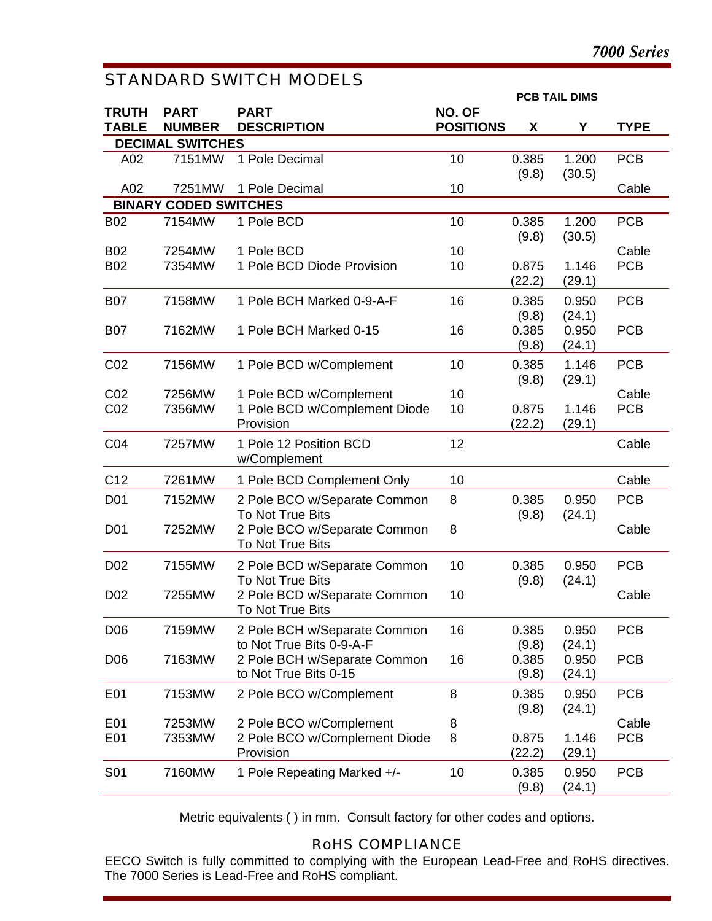## STANDARD SWITCH MODELS

| TRUTH TABLE | PART NUMBER | PART DESCRIPTION | NO. OF POSITIONS | PCB TAIL DIMS X | PCB TAIL DIMS Y | TYPE |
|---|---|---|---|---|---|---|
| **DECIMAL SWITCHES** | | | | | | |
| A02 | 7151MW | 1 Pole Decimal | 10 | 0.385 (9.8) | 1.200 (30.5) | PCB |
| A02 | 7251MW | 1 Pole Decimal | 10 | | | Cable |
| **BINARY CODED SWITCHES** | | | | | | |
| B02 | 7154MW | 1 Pole BCD | 10 | 0.385 (9.8) | 1.200 (30.5) | PCB |
| B02 | 7254MW | 1 Pole BCD | 10 | | | Cable |
| B02 | 7354MW | 1 Pole BCD Diode Provision | 10 | 0.875 (22.2) | 1.146 (29.1) | PCB |
| B07 | 7158MW | 1 Pole BCH Marked 0-9-A-F | 16 | 0.385 (9.8) | 0.950 (24.1) | PCB |
| B07 | 7162MW | 1 Pole BCH Marked 0-15 | 16 | 0.385 (9.8) | 0.950 (24.1) | PCB |
| C02 | 7156MW | 1 Pole BCD w/Complement | 10 | 0.385 (9.8) | 1.146 (29.1) | PCB |
| C02 | 7256MW | 1 Pole BCD w/Complement | 10 | | | Cable |
| C02 | 7356MW | 1 Pole BCD w/Complement Diode Provision | 10 | 0.875 (22.2) | 1.146 (29.1) | PCB |
| C04 | 7257MW | 1 Pole 12 Position BCD w/Complement | 12 | | | Cable |
| C12 | 7261MW | 1 Pole BCD Complement Only | 10 | | | Cable |
| D01 | 7152MW | 2 Pole BCO w/Separate Common To Not True Bits | 8 | 0.385 (9.8) | 0.950 (24.1) | PCB |
| D01 | 7252MW | 2 Pole BCO w/Separate Common To Not True Bits | 8 | | | Cable |
| D02 | 7155MW | 2 Pole BCD w/Separate Common To Not True Bits | 10 | 0.385 (9.8) | 0.950 (24.1) | PCB |
| D02 | 7255MW | 2 Pole BCD w/Separate Common To Not True Bits | 10 | | | Cable |
| D06 | 7159MW | 2 Pole BCH w/Separate Common to Not True Bits 0-9-A-F | 16 | 0.385 (9.8) | 0.950 (24.1) | PCB |
| D06 | 7163MW | 2 Pole BCH w/Separate Common to Not True Bits 0-15 | 16 | 0.385 (9.8) | 0.950 (24.1) | PCB |
| E01 | 7153MW | 2 Pole BCO w/Complement | 8 | 0.385 (9.8) | 0.950 (24.1) | PCB |
| E01 | 7253MW | 2 Pole BCO w/Complement | 8 | | | Cable |
| E01 | 7353MW | 2 Pole BCO w/Complement Diode Provision | 8 | 0.875 (22.2) | 1.146 (29.1) | PCB |
| S01 | 7160MW | 1 Pole Repeating Marked +/- | 10 | 0.385 (9.8) | 0.950 (24.1) | PCB |

Metric equivalents ( ) in mm. Consult factory for other codes and options.

## RoHS COMPLIANCE

EECO Switch is fully committed to complying with the European Lead-Free and RoHS directives. The 7000 Series is Lead-Free and RoHS compliant.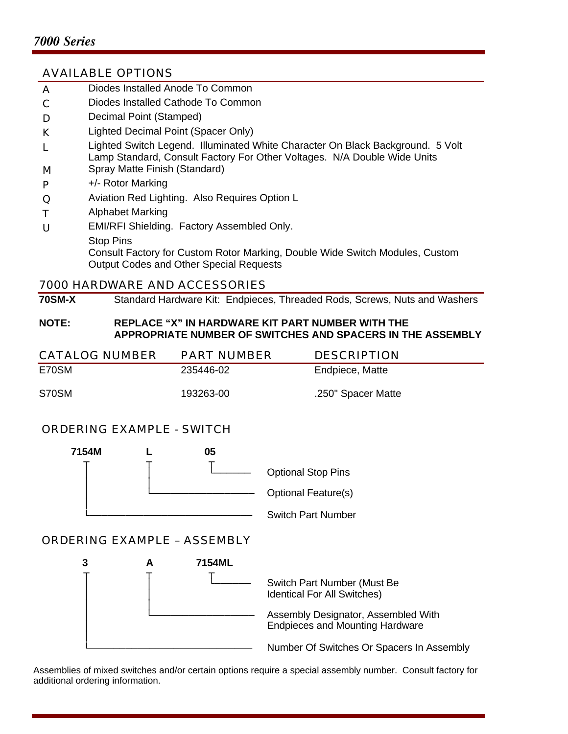*7000 Series*

## AVAILABLE OPTIONS

| | |
|---|---|
| A | Diodes Installed Anode To Common |
| C | Diodes Installed Cathode To Common |
| D | Decimal Point (Stamped) |
| K | Lighted Decimal Point (Spacer Only) |
| L | Lighted Switch Legend. Illuminated White Character On Black Background. 5 Volt Lamp Standard, Consult Factory For Other Voltages. N/A Double Wide Units |
| M | Spray Matte Finish (Standard) |
| P | +/- Rotor Marking |
| Q | Aviation Red Lighting. Also Requires Option L |
| T | Alphabet Marking |
| U | EMI/RFI Shielding. Factory Assembled Only. |
| | Stop Pins |
| | Consult Factory for Custom Rotor Marking, Double Wide Switch Modules, Custom Output Codes and Other Special Requests |

## 7000 HARDWARE AND ACCESSORIES

**70SM-X** Standard Hardware Kit: Endpieces, Threaded Rods, Screws, Nuts and Washers

**NOTE:** **REPLACE "X" IN HARDWARE KIT PART NUMBER WITH THE APPROPRIATE NUMBER OF SWITCHES AND SPACERS IN THE ASSEMBLY**

| CATALOG NUMBER | PART NUMBER | DESCRIPTION |
|---|---|---|
| E70SM | 235446-02 | Endpiece, Matte |
| S70SM | 193263-00 | .250" Spacer Matte |

## ORDERING EXAMPLE - SWITCH

**7154M** **L** **05**

- 05 — Optional Stop Pins
- L — Optional Feature(s)
- 7154M — Switch Part Number

## ORDERING EXAMPLE – ASSEMBLY

**3** **A** **7154ML**

- 7154ML — Switch Part Number (Must Be Identical For All Switches)
- A — Assembly Designator, Assembled With Endpieces and Mounting Hardware
- 3 — Number Of Switches Or Spacers In Assembly

Assemblies of mixed switches and/or certain options require a special assembly number. Consult factory for additional ordering information.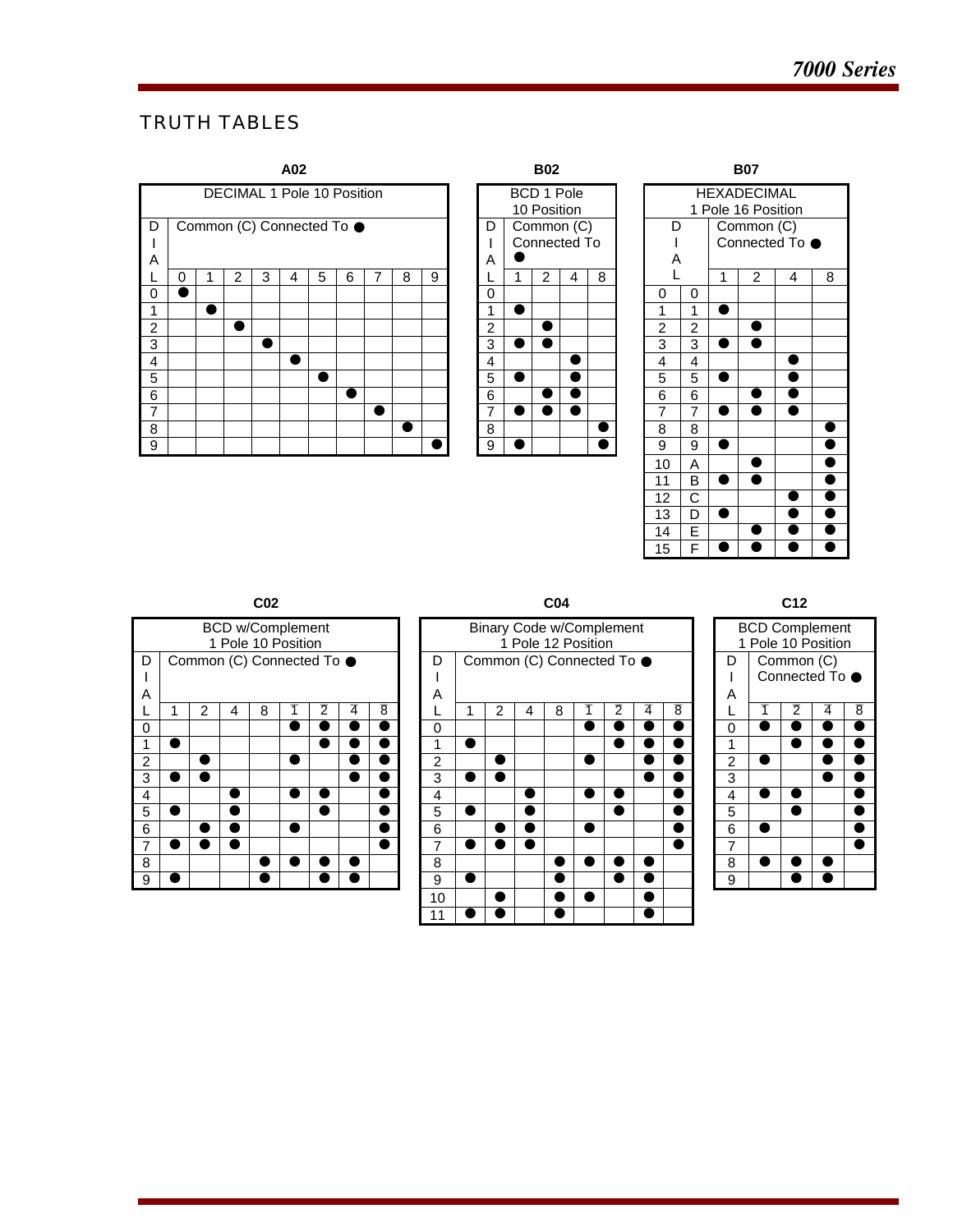## TRUTH TABLES

### A02

| DECIMAL 1 Pole 10 Position | | | | | | | | | | |
|---|---|---|---|---|---|---|---|---|---|---|
| DIAL | Common (C) Connected To ● | | | | | | | | | |
| | 0 | 1 | 2 | 3 | 4 | 5 | 6 | 7 | 8 | 9 |
| 0 | ● | | | | | | | | | |
| 1 | | ● | | | | | | | | |
| 2 | | | ● | | | | | | | |
| 3 | | | | ● | | | | | | |
| 4 | | | | | ● | | | | | |
| 5 | | | | | | ● | | | | |
| 6 | | | | | | | ● | | | |
| 7 | | | | | | | | ● | | |
| 8 | | | | | | | | | ● | |
| 9 | | | | | | | | | | ● |

### B02

| BCD 1 Pole 10 Position | | | | |
|---|---|---|---|---|
| DIAL | Common (C) Connected To ● | | | |
| | 1 | 2 | 4 | 8 |
| 0 | | | | |
| 1 | ● | | | |
| 2 | | ● | | |
| 3 | ● | ● | | |
| 4 | | | ● | |
| 5 | ● | | ● | |
| 6 | | ● | ● | |
| 7 | ● | ● | ● | |
| 8 | | | | ● |
| 9 | ● | | | ● |

### B07

| HEXADECIMAL 1 Pole 16 Position | | | | | |
|---|---|---|---|---|---|
| DIAL | | Common (C) Connected To ● | | | |
| | | 1 | 2 | 4 | 8 |
| 0 | 0 | | | | |
| 1 | 1 | ● | | | |
| 2 | 2 | | ● | | |
| 3 | 3 | ● | ● | | |
| 4 | 4 | | | ● | |
| 5 | 5 | ● | | ● | |
| 6 | 6 | | ● | ● | |
| 7 | 7 | ● | ● | ● | |
| 8 | 8 | | | | ● |
| 9 | 9 | ● | | | ● |
| 10 | A | | ● | | ● |
| 11 | B | ● | ● | | ● |
| 12 | C | | | ● | ● |
| 13 | D | ● | | ● | ● |
| 14 | E | | ● | ● | ● |
| 15 | F | ● | ● | ● | ● |

### C02

| BCD w/Complement 1 Pole 10 Position | | | | | | | | |
|---|---|---|---|---|---|---|---|---|
| DIAL | Common (C) Connected To ● | | | | | | | |
| | 1 | 2 | 4 | 8 | $\bar{1}$ | $\bar{2}$ | $\bar{4}$ | $\bar{8}$ |
| 0 | | | | | ● | ● | ● | ● |
| 1 | ● | | | | | ● | ● | ● |
| 2 | | ● | | | ● | | ● | ● |
| 3 | ● | ● | | | | | ● | ● |
| 4 | | | ● | | ● | ● | | ● |
| 5 | ● | | ● | | | ● | | ● |
| 6 | | ● | ● | | ● | | | ● |
| 7 | ● | ● | ● | | | | | ● |
| 8 | | | | ● | ● | ● | ● | |
| 9 | ● | | | ● | | ● | ● | |

### C04

| Binary Code w/Complement 1 Pole 12 Position | | | | | | | | |
|---|---|---|---|---|---|---|---|---|
| DIAL | Common (C) Connected To ● | | | | | | | |
| | 1 | 2 | 4 | 8 | $\bar{1}$ | $\bar{2}$ | $\bar{4}$ | $\bar{8}$ |
| 0 | | | | | ● | ● | ● | ● |
| 1 | ● | | | | | ● | ● | ● |
| 2 | | ● | | | ● | | ● | ● |
| 3 | ● | ● | | | | | ● | ● |
| 4 | | | ● | | ● | ● | | ● |
| 5 | ● | | ● | | | ● | | ● |
| 6 | | ● | ● | | ● | | | ● |
| 7 | ● | ● | ● | | | | | ● |
| 8 | | | | ● | ● | ● | ● | |
| 9 | ● | | | ● | | ● | ● | |
| 10 | | ● | | ● | ● | | ● | |
| 11 | ● | ● | | ● | | | ● | |

### C12

| BCD Complement 1 Pole 10 Position | | | | |
|---|---|---|---|---|
| DIAL | Common (C) Connected To ● | | | |
| | $\bar{1}$ | $\bar{2}$ | $\bar{4}$ | $\bar{8}$ |
| 0 | ● | ● | ● | ● |
| 1 | | ● | ● | ● |
| 2 | ● | | ● | ● |
| 3 | | | ● | ● |
| 4 | ● | ● | | ● |
| 5 | | ● | | ● |
| 6 | ● | | | ● |
| 7 | | | | ● |
| 8 | ● | ● | ● | |
| 9 | | ● | ● | |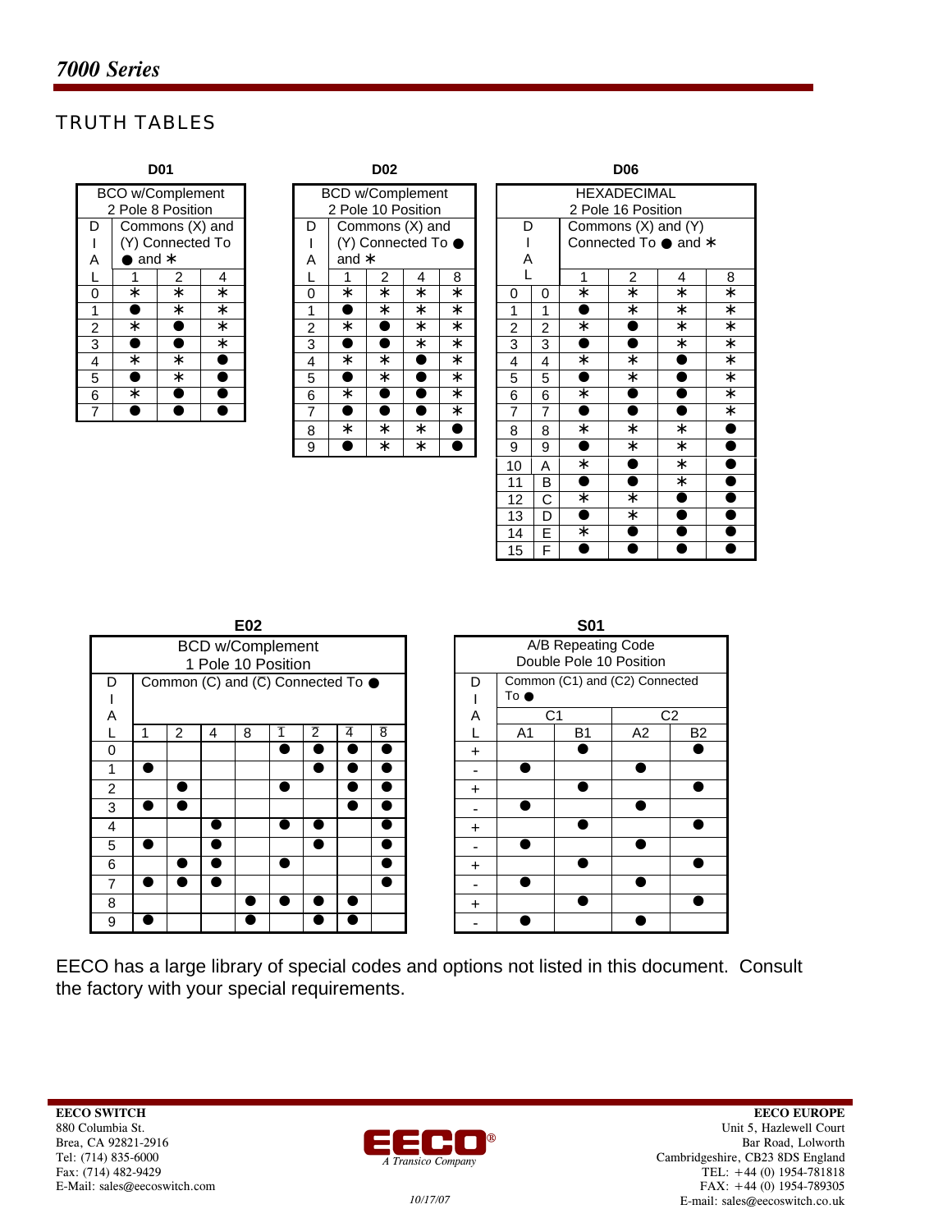*7000 Series*

## TRUTH TABLES

### D01

| BCO w/Complement 2 Pole 8 Position | | | |
|---|---|---|---|
| DIAL | Commons (X) and (Y) Connected To ● and ∗ | | |
| | 1 | 2 | 4 |
| 0 | ∗ | ∗ | ∗ |
| 1 | ● | ∗ | ∗ |
| 2 | ∗ | ● | ∗ |
| 3 | ● | ● | ∗ |
| 4 | ∗ | ∗ | ● |
| 5 | ● | ∗ | ● |
| 6 | ∗ | ● | ● |
| 7 | ● | ● | ● |

### D02

| BCD w/Complement 2 Pole 10 Position | | | | |
|---|---|---|---|---|
| DIAL | Commons (X) and (Y) Connected To ● and ∗ | | | |
| | 1 | 2 | 4 | 8 |
| 0 | ∗ | ∗ | ∗ | ∗ |
| 1 | ● | ∗ | ∗ | ∗ |
| 2 | ∗ | ● | ∗ | ∗ |
| 3 | ● | ● | ∗ | ∗ |
| 4 | ∗ | ∗ | ● | ∗ |
| 5 | ● | ∗ | ● | ∗ |
| 6 | ∗ | ● | ● | ∗ |
| 7 | ● | ● | ● | ∗ |
| 8 | ∗ | ∗ | ∗ | ● |
| 9 | ● | ∗ | ∗ | ● |

### D06

| HEXADECIMAL 2 Pole 16 Position | | | | | |
|---|---|---|---|---|---|
| DIAL | | Commons (X) and (Y) Connected To ● and ∗ | | | |
| | | 1 | 2 | 4 | 8 |
| 0 | 0 | ∗ | ∗ | ∗ | ∗ |
| 1 | 1 | ● | ∗ | ∗ | ∗ |
| 2 | 2 | ∗ | ● | ∗ | ∗ |
| 3 | 3 | ● | ● | ∗ | ∗ |
| 4 | 4 | ∗ | ∗ | ● | ∗ |
| 5 | 5 | ● | ∗ | ● | ∗ |
| 6 | 6 | ∗ | ● | ● | ∗ |
| 7 | 7 | ● | ● | ● | ∗ |
| 8 | 8 | ∗ | ∗ | ∗ | ● |
| 9 | 9 | ● | ∗ | ∗ | ● |
| 10 | A | ∗ | ● | ∗ | ● |
| 11 | B | ● | ● | ∗ | ● |
| 12 | C | ∗ | ∗ | ● | ● |
| 13 | D | ● | ∗ | ● | ● |
| 14 | E | ∗ | ● | ● | ● |
| 15 | F | ● | ● | ● | ● |

### E02

| BCD w/Complement 1 Pole 10 Position | | | | | | | | |
|---|---|---|---|---|---|---|---|---|
| DIAL | Common (C) and (C̄) Connected To ● | | | | | | | |
| | 1 | 2 | 4 | 8 | 1̄ | 2̄ | 4̄ | 8̄ |
| 0 | | | | | ● | ● | ● | ● |
| 1 | ● | | | | | ● | ● | ● |
| 2 | | ● | | | ● | | ● | ● |
| 3 | ● | ● | | | | | ● | ● |
| 4 | | | ● | | ● | ● | | ● |
| 5 | ● | | ● | | | ● | | ● |
| 6 | | ● | ● | | ● | | | ● |
| 7 | ● | ● | ● | | | | | ● |
| 8 | | | | ● | ● | ● | ● | |
| 9 | ● | | | ● | | ● | ● | |

### S01

| A/B Repeating Code Double Pole 10 Position | | | | |
|---|---|---|---|---|
| DIAL | Common (C1) and (C2) Connected To ● | | | |
| | C1 | | C2 | |
| | A1 | B1 | A2 | B2 |
| + | | ● | | ● |
| - | ● | | ● | |
| + | | ● | | ● |
| - | ● | | ● | |
| + | | ● | | ● |
| - | ● | | ● | |
| + | | ● | | ● |
| - | ● | | ● | |
| + | | ● | | ● |
| - | ● | | ● | |

EECO has a large library of special codes and options not listed in this document. Consult the factory with your special requirements.

**EECO SWITCH**
880 Columbia St.
Brea, CA 92821-2916
Tel: (714) 835-6000
Fax: (714) 482-9429
E-Mail: sales@eecoswitch.com

EECO® *A Transico Company*

*10/17/07*

**EECO EUROPE**
Unit 5, Hazlewell Court
Bar Road, Lolworth
Cambridgeshire, CB23 8DS England
TEL: +44 (0) 1954-781818
FAX: +44 (0) 1954-789305
E-mail: sales@eecoswitch.co.uk